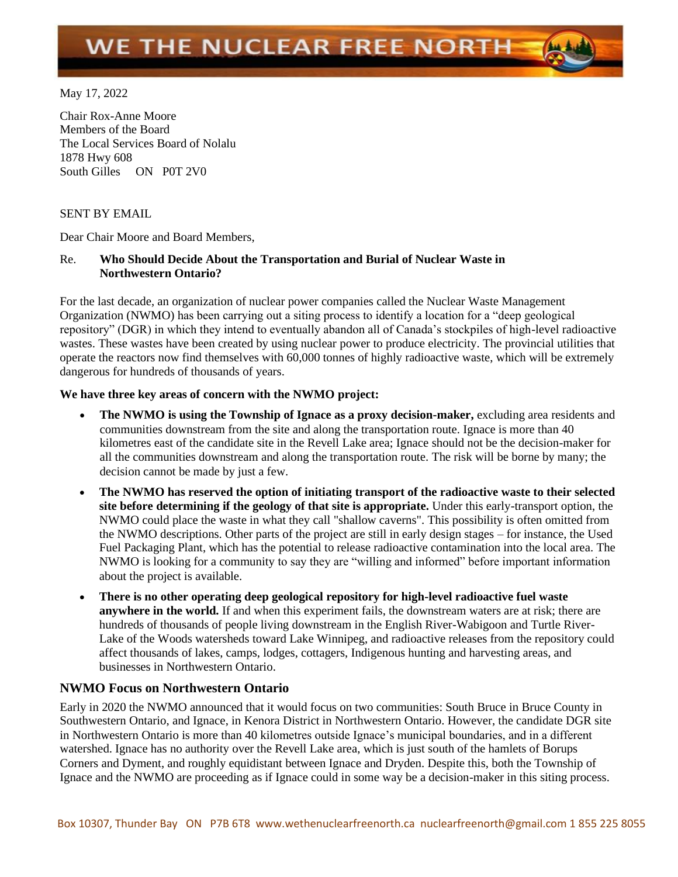# WE THE NUCLEAR FREE NORTH

May 17, 2022

Chair Rox-Anne Moore
Members of the Board
The Local Services Board of Nolalu
1878 Hwy 608
South Gilles ON P0T 2V0

SENT BY EMAIL

Dear Chair Moore and Board Members,

Re. **Who Should Decide About the Transportation and Burial of Nuclear Waste in Northwestern Ontario?**

For the last decade, an organization of nuclear power companies called the Nuclear Waste Management Organization (NWMO) has been carrying out a siting process to identify a location for a "deep geological repository" (DGR) in which they intend to eventually abandon all of Canada's stockpiles of high-level radioactive wastes. These wastes have been created by using nuclear power to produce electricity. The provincial utilities that operate the reactors now find themselves with 60,000 tonnes of highly radioactive waste, which will be extremely dangerous for hundreds of thousands of years.

**We have three key areas of concern with the NWMO project:**

- **The NWMO is using the Township of Ignace as a proxy decision-maker,** excluding area residents and communities downstream from the site and along the transportation route. Ignace is more than 40 kilometres east of the candidate site in the Revell Lake area; Ignace should not be the decision-maker for all the communities downstream and along the transportation route. The risk will be borne by many; the decision cannot be made by just a few.
- **The NWMO has reserved the option of initiating transport of the radioactive waste to their selected site before determining if the geology of that site is appropriate.** Under this early-transport option, the NWMO could place the waste in what they call "shallow caverns". This possibility is often omitted from the NWMO descriptions. Other parts of the project are still in early design stages – for instance, the Used Fuel Packaging Plant, which has the potential to release radioactive contamination into the local area. The NWMO is looking for a community to say they are "willing and informed" before important information about the project is available.
- **There is no other operating deep geological repository for high-level radioactive fuel waste anywhere in the world.** If and when this experiment fails, the downstream waters are at risk; there are hundreds of thousands of people living downstream in the English River-Wabigoon and Turtle River-Lake of the Woods watersheds toward Lake Winnipeg, and radioactive releases from the repository could affect thousands of lakes, camps, lodges, cottagers, Indigenous hunting and harvesting areas, and businesses in Northwestern Ontario.

## NWMO Focus on Northwestern Ontario

Early in 2020 the NWMO announced that it would focus on two communities: South Bruce in Bruce County in Southwestern Ontario, and Ignace, in Kenora District in Northwestern Ontario. However, the candidate DGR site in Northwestern Ontario is more than 40 kilometres outside Ignace's municipal boundaries, and in a different watershed. Ignace has no authority over the Revell Lake area, which is just south of the hamlets of Borups Corners and Dyment, and roughly equidistant between Ignace and Dryden. Despite this, both the Township of Ignace and the NWMO are proceeding as if Ignace could in some way be a decision-maker in this siting process.

Box 10307, Thunder Bay ON P7B 6T8 www.wethenuclearfreenorth.ca nuclearfreenorth@gmail.com 1 855 225 8055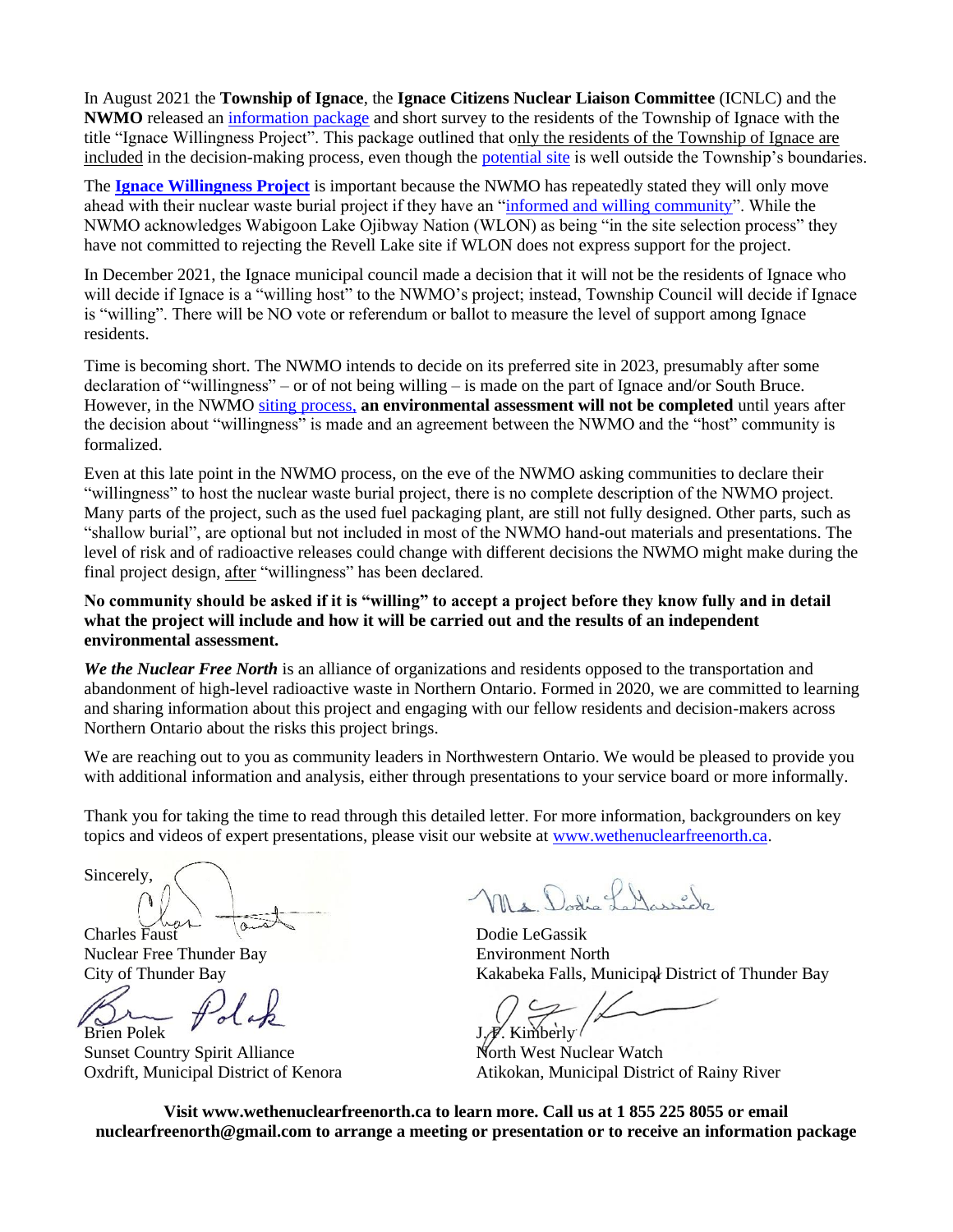In August 2021 the **Township of Ignace**, the **Ignace Citizens Nuclear Liaison Committee** (ICNLC) and the **NWMO** released an information package and short survey to the residents of the Township of Ignace with the title "Ignace Willingness Project". This package outlined that only the residents of the Township of Ignace are included in the decision-making process, even though the potential site is well outside the Township's boundaries.

The **Ignace Willingness Project** is important because the NWMO has repeatedly stated they will only move ahead with their nuclear waste burial project if they have an "informed and willing community". While the NWMO acknowledges Wabigoon Lake Ojibway Nation (WLON) as being "in the site selection process" they have not committed to rejecting the Revell Lake site if WLON does not express support for the project.

In December 2021, the Ignace municipal council made a decision that it will not be the residents of Ignace who will decide if Ignace is a "willing host" to the NWMO's project; instead, Township Council will decide if Ignace is "willing". There will be NO vote or referendum or ballot to measure the level of support among Ignace residents.

Time is becoming short. The NWMO intends to decide on its preferred site in 2023, presumably after some declaration of "willingness" – or of not being willing – is made on the part of Ignace and/or South Bruce. However, in the NWMO siting process, **an environmental assessment will not be completed** until years after the decision about "willingness" is made and an agreement between the NWMO and the "host" community is formalized.

Even at this late point in the NWMO process, on the eve of the NWMO asking communities to declare their "willingness" to host the nuclear waste burial project, there is no complete description of the NWMO project. Many parts of the project, such as the used fuel packaging plant, are still not fully designed. Other parts, such as "shallow burial", are optional but not included in most of the NWMO hand-out materials and presentations. The level of risk and of radioactive releases could change with different decisions the NWMO might make during the final project design, after "willingness" has been declared.

**No community should be asked if it is "willing" to accept a project before they know fully and in detail what the project will include and how it will be carried out and the results of an independent environmental assessment.**

***We the Nuclear Free North*** is an alliance of organizations and residents opposed to the transportation and abandonment of high-level radioactive waste in Northern Ontario. Formed in 2020, we are committed to learning and sharing information about this project and engaging with our fellow residents and decision-makers across Northern Ontario about the risks this project brings.

We are reaching out to you as community leaders in Northwestern Ontario. We would be pleased to provide you with additional information and analysis, either through presentations to your service board or more informally.

Thank you for taking the time to read through this detailed letter. For more information, backgrounders on key topics and videos of expert presentations, please visit our website at www.wethenuclearfreenorth.ca.

Sincerely,

Charles Faust
Nuclear Free Thunder Bay
City of Thunder Bay

Dodie LeGassik
Environment North
Kakabeka Falls, Municipal District of Thunder Bay

Brien Polek
Sunset Country Spirit Alliance
Oxdrift, Municipal District of Kenora

J. F. Kimberly
North West Nuclear Watch
Atikokan, Municipal District of Rainy River

**Visit www.wethenuclearfreenorth.ca to learn more. Call us at 1 855 225 8055 or email nuclearfreenorth@gmail.com to arrange a meeting or presentation or to receive an information package**